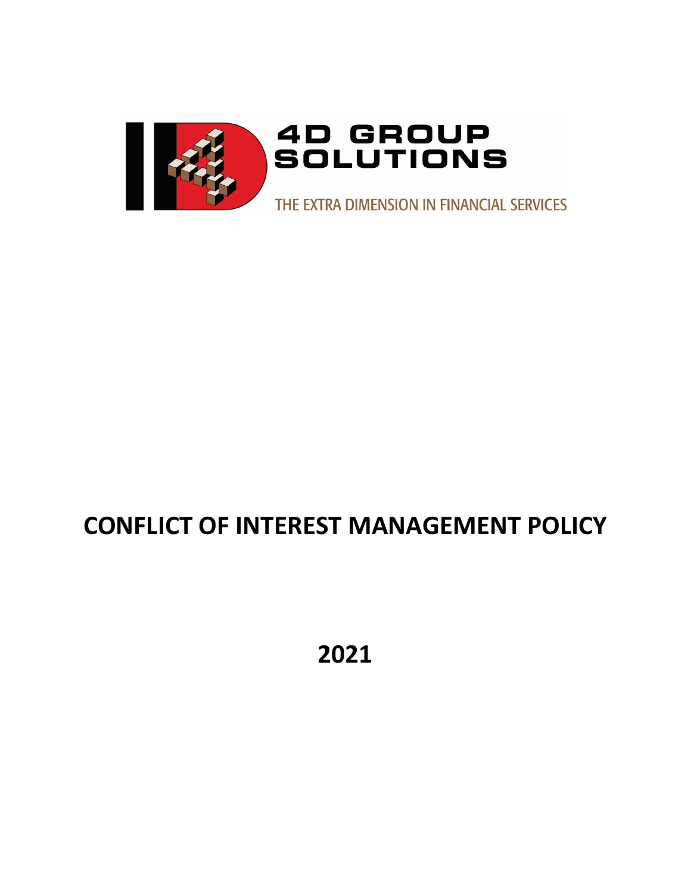4D GROUP SOLUTIONS

THE EXTRA DIMENSION IN FINANCIAL SERVICES

# CONFLICT OF INTEREST MANAGEMENT POLICY

## 2021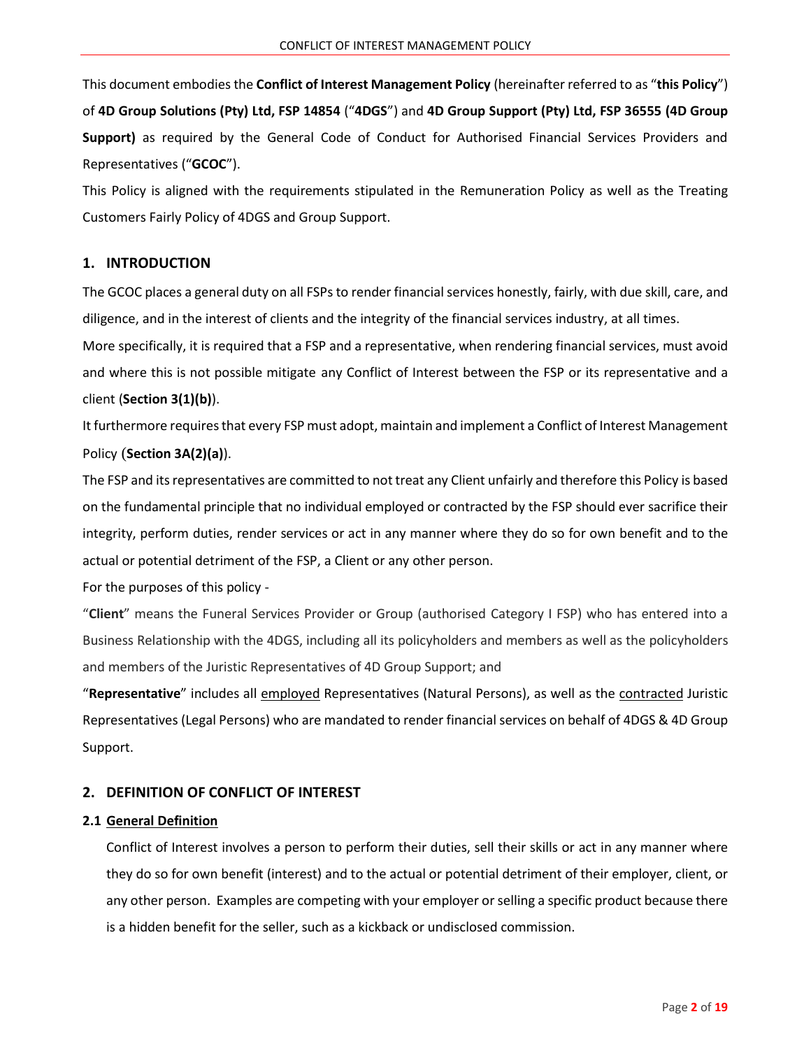This document embodies the **Conflict of Interest Management Policy** (hereinafter referred to as "**this Policy**") of **4D Group Solutions (Pty) Ltd, FSP 14854** ("**4DGS**") and **4D Group Support (Pty) Ltd, FSP 36555 (4D Group Support)** as required by the General Code of Conduct for Authorised Financial Services Providers and Representatives ("**GCOC**").

This Policy is aligned with the requirements stipulated in the Remuneration Policy as well as the Treating Customers Fairly Policy of 4DGS and Group Support.

## 1. INTRODUCTION

The GCOC places a general duty on all FSPs to render financial services honestly, fairly, with due skill, care, and diligence, and in the interest of clients and the integrity of the financial services industry, at all times.

More specifically, it is required that a FSP and a representative, when rendering financial services, must avoid and where this is not possible mitigate any Conflict of Interest between the FSP or its representative and a client (**Section 3(1)(b)**).

It furthermore requires that every FSP must adopt, maintain and implement a Conflict of Interest Management Policy (**Section 3A(2)(a)**).

The FSP and its representatives are committed to not treat any Client unfairly and therefore this Policy is based on the fundamental principle that no individual employed or contracted by the FSP should ever sacrifice their integrity, perform duties, render services or act in any manner where they do so for own benefit and to the actual or potential detriment of the FSP, a Client or any other person.

For the purposes of this policy -

"**Client**" means the Funeral Services Provider or Group (authorised Category I FSP) who has entered into a Business Relationship with the 4DGS, including all its policyholders and members as well as the policyholders and members of the Juristic Representatives of 4D Group Support; and

"**Representative**" includes all <u>employed</u> Representatives (Natural Persons), as well as the <u>contracted</u> Juristic Representatives (Legal Persons) who are mandated to render financial services on behalf of 4DGS & 4D Group Support.

## 2. DEFINITION OF CONFLICT OF INTEREST

### 2.1 <u>General Definition</u>

Conflict of Interest involves a person to perform their duties, sell their skills or act in any manner where they do so for own benefit (interest) and to the actual or potential detriment of their employer, client, or any other person. Examples are competing with your employer or selling a specific product because there is a hidden benefit for the seller, such as a kickback or undisclosed commission.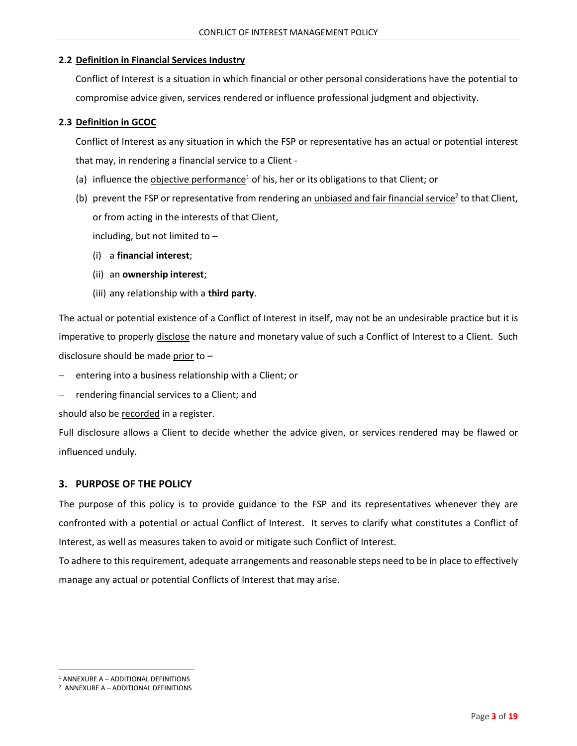### 2.2 Definition in Financial Services Industry

Conflict of Interest is a situation in which financial or other personal considerations have the potential to compromise advice given, services rendered or influence professional judgment and objectivity.

### 2.3 Definition in GCOC

Conflict of Interest as any situation in which the FSP or representative has an actual or potential interest that may, in rendering a financial service to a Client -

(a) influence the objective performance[1] of his, her or its obligations to that Client; or

(b) prevent the FSP or representative from rendering an unbiased and fair financial service[2] to that Client, or from acting in the interests of that Client,

including, but not limited to –

(i) a **financial interest**;

(ii) an **ownership interest**;

(iii) any relationship with a **third party**.

The actual or potential existence of a Conflict of Interest in itself, may not be an undesirable practice but it is imperative to properly disclose the nature and monetary value of such a Conflict of Interest to a Client. Such disclosure should be made prior to –

- entering into a business relationship with a Client; or
- rendering financial services to a Client; and

should also be recorded in a register.

Full disclosure allows a Client to decide whether the advice given, or services rendered may be flawed or influenced unduly.

## 3. PURPOSE OF THE POLICY

The purpose of this policy is to provide guidance to the FSP and its representatives whenever they are confronted with a potential or actual Conflict of Interest. It serves to clarify what constitutes a Conflict of Interest, as well as measures taken to avoid or mitigate such Conflict of Interest.

To adhere to this requirement, adequate arrangements and reasonable steps need to be in place to effectively manage any actual or potential Conflicts of Interest that may arise.

[1] ANNEXURE A – ADDITIONAL DEFINITIONS

[2] ANNEXURE A – ADDITIONAL DEFINITIONS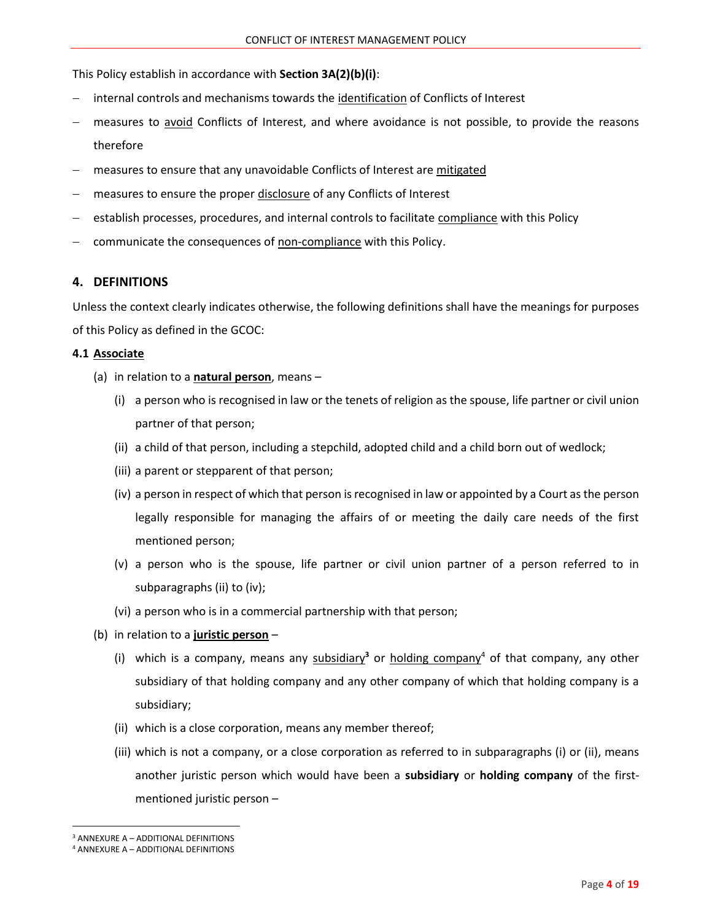This Policy establish in accordance with **Section 3A(2)(b)(i)**:

- internal controls and mechanisms towards the identification of Conflicts of Interest
- measures to avoid Conflicts of Interest, and where avoidance is not possible, to provide the reasons therefore
- measures to ensure that any unavoidable Conflicts of Interest are mitigated
- measures to ensure the proper disclosure of any Conflicts of Interest
- establish processes, procedures, and internal controls to facilitate compliance with this Policy
- communicate the consequences of non-compliance with this Policy.

## 4. DEFINITIONS

Unless the context clearly indicates otherwise, the following definitions shall have the meanings for purposes of this Policy as defined in the GCOC:

### 4.1 Associate

(a) in relation to a **natural person**, means –

(i) a person who is recognised in law or the tenets of religion as the spouse, life partner or civil union partner of that person;

(ii) a child of that person, including a stepchild, adopted child and a child born out of wedlock;

(iii) a parent or stepparent of that person;

(iv) a person in respect of which that person is recognised in law or appointed by a Court as the person legally responsible for managing the affairs of or meeting the daily care needs of the first mentioned person;

(v) a person who is the spouse, life partner or civil union partner of a person referred to in subparagraphs (ii) to (iv);

(vi) a person who is in a commercial partnership with that person;

(b) in relation to a **juristic person** –

(i) which is a company, means any subsidiary[3] or holding company[4] of that company, any other subsidiary of that holding company and any other company of which that holding company is a subsidiary;

(ii) which is a close corporation, means any member thereof;

(iii) which is not a company, or a close corporation as referred to in subparagraphs (i) or (ii), means another juristic person which would have been a **subsidiary** or **holding company** of the first-mentioned juristic person –

[3] ANNEXURE A – ADDITIONAL DEFINITIONS

[4] ANNEXURE A – ADDITIONAL DEFINITIONS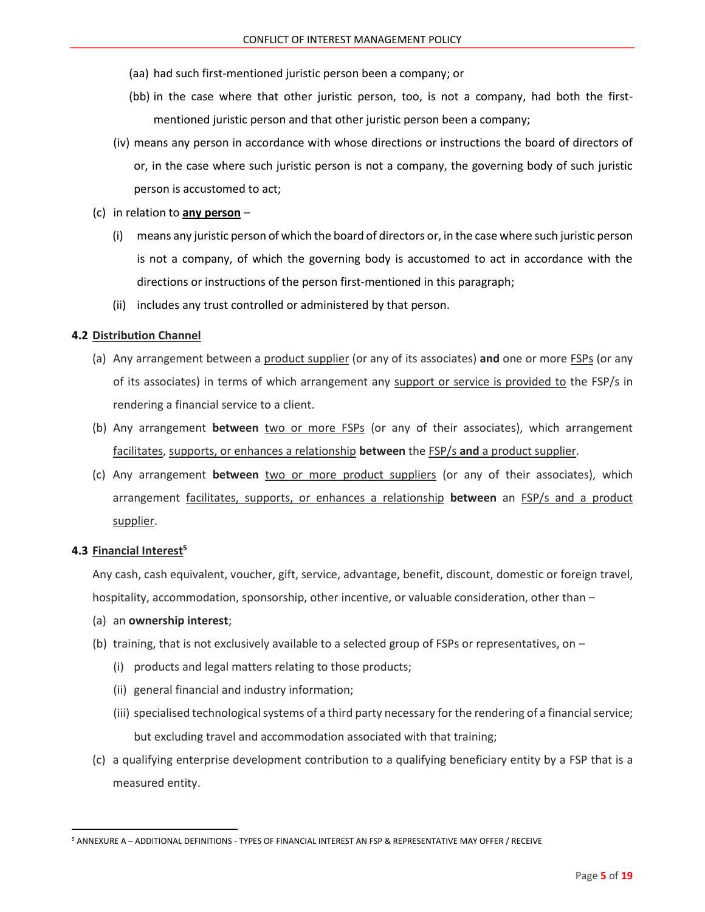(aa) had such first-mentioned juristic person been a company; or

(bb) in the case where that other juristic person, too, is not a company, had both the first-mentioned juristic person and that other juristic person been a company;

(iv) means any person in accordance with whose directions or instructions the board of directors of or, in the case where such juristic person is not a company, the governing body of such juristic person is accustomed to act;

(c) in relation to **any person** –

(i) means any juristic person of which the board of directors or, in the case where such juristic person is not a company, of which the governing body is accustomed to act in accordance with the directions or instructions of the person first-mentioned in this paragraph;

(ii) includes any trust controlled or administered by that person.

### 4.2 Distribution Channel

(a) Any arrangement between a product supplier (or any of its associates) **and** one or more FSPs (or any of its associates) in terms of which arrangement any support or service is provided to the FSP/s in rendering a financial service to a client.

(b) Any arrangement **between** two or more FSPs (or any of their associates), which arrangement facilitates, supports, or enhances a relationship **between** the FSP/s **and** a product supplier.

(c) Any arrangement **between** two or more product suppliers (or any of their associates), which arrangement facilitates, supports, or enhances a relationship **between** an FSP/s and a product supplier.

### 4.3 Financial Interest[5]

Any cash, cash equivalent, voucher, gift, service, advantage, benefit, discount, domestic or foreign travel, hospitality, accommodation, sponsorship, other incentive, or valuable consideration, other than –

(a) an **ownership interest**;

(b) training, that is not exclusively available to a selected group of FSPs or representatives, on –

(i) products and legal matters relating to those products;

(ii) general financial and industry information;

(iii) specialised technological systems of a third party necessary for the rendering of a financial service; but excluding travel and accommodation associated with that training;

(c) a qualifying enterprise development contribution to a qualifying beneficiary entity by a FSP that is a measured entity.

---

[5] ANNEXURE A – ADDITIONAL DEFINITIONS - TYPES OF FINANCIAL INTEREST AN FSP & REPRESENTATIVE MAY OFFER / RECEIVE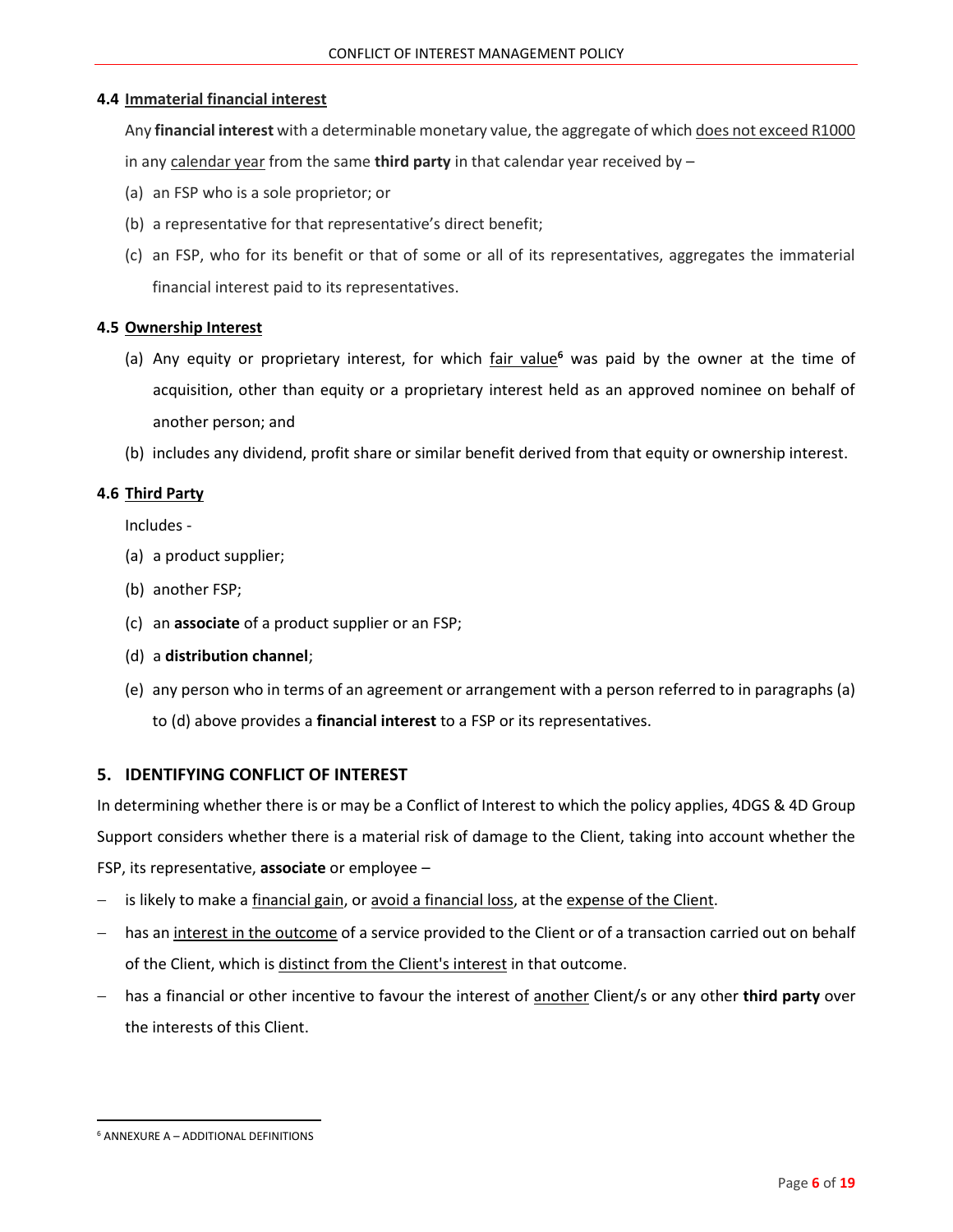### 4.4 Immaterial financial interest

Any **financial interest** with a determinable monetary value, the aggregate of which does not exceed R1000 in any calendar year from the same **third party** in that calendar year received by –

(a) an FSP who is a sole proprietor; or

(b) a representative for that representative's direct benefit;

(c) an FSP, who for its benefit or that of some or all of its representatives, aggregates the immaterial financial interest paid to its representatives.

### 4.5 Ownership Interest

(a) Any equity or proprietary interest, for which fair value[6] was paid by the owner at the time of acquisition, other than equity or a proprietary interest held as an approved nominee on behalf of another person; and

(b) includes any dividend, profit share or similar benefit derived from that equity or ownership interest.

### 4.6 Third Party

Includes -

(a) a product supplier;

(b) another FSP;

(c) an **associate** of a product supplier or an FSP;

(d) a **distribution channel**;

(e) any person who in terms of an agreement or arrangement with a person referred to in paragraphs (a) to (d) above provides a **financial interest** to a FSP or its representatives.

## 5. IDENTIFYING CONFLICT OF INTEREST

In determining whether there is or may be a Conflict of Interest to which the policy applies, 4DGS & 4D Group Support considers whether there is a material risk of damage to the Client, taking into account whether the FSP, its representative, **associate** or employee –

- is likely to make a financial gain, or avoid a financial loss, at the expense of the Client.
- has an interest in the outcome of a service provided to the Client or of a transaction carried out on behalf of the Client, which is distinct from the Client's interest in that outcome.
- has a financial or other incentive to favour the interest of another Client/s or any other **third party** over the interests of this Client.

[6] ANNEXURE A – ADDITIONAL DEFINITIONS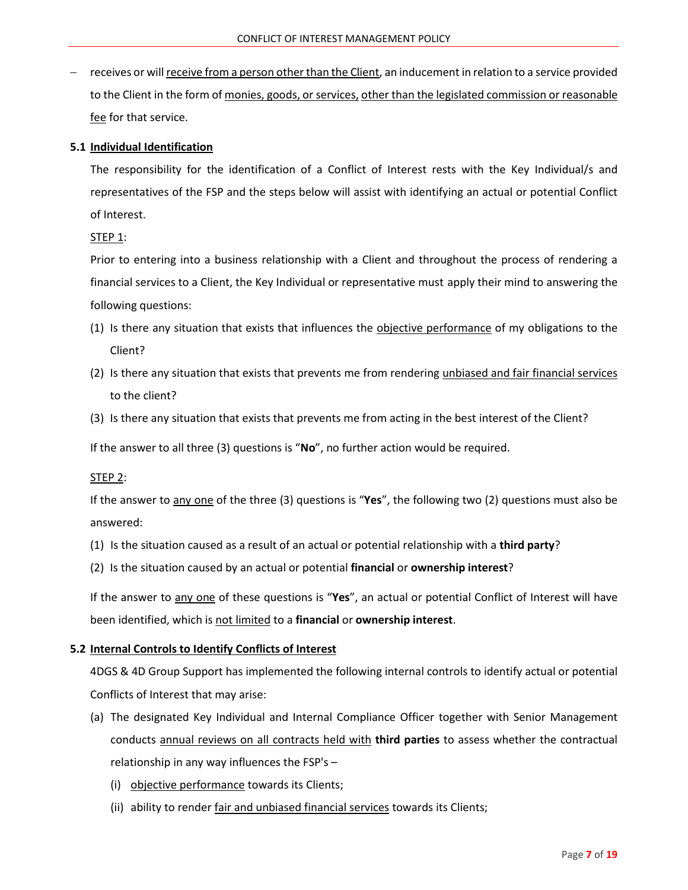- receives or will receive from a person other than the Client, an inducement in relation to a service provided to the Client in the form of monies, goods, or services, other than the legislated commission or reasonable fee for that service.

### 5.1 Individual Identification

The responsibility for the identification of a Conflict of Interest rests with the Key Individual/s and representatives of the FSP and the steps below will assist with identifying an actual or potential Conflict of Interest.

STEP 1:

Prior to entering into a business relationship with a Client and throughout the process of rendering a financial services to a Client, the Key Individual or representative must apply their mind to answering the following questions:

(1) Is there any situation that exists that influences the objective performance of my obligations to the Client?

(2) Is there any situation that exists that prevents me from rendering unbiased and fair financial services to the client?

(3) Is there any situation that exists that prevents me from acting in the best interest of the Client?

If the answer to all three (3) questions is "**No**", no further action would be required.

STEP 2:

If the answer to any one of the three (3) questions is "**Yes**", the following two (2) questions must also be answered:

(1) Is the situation caused as a result of an actual or potential relationship with a **third party**?

(2) Is the situation caused by an actual or potential **financial** or **ownership interest**?

If the answer to any one of these questions is "**Yes**", an actual or potential Conflict of Interest will have been identified, which is not limited to a **financial** or **ownership interest**.

### 5.2 Internal Controls to Identify Conflicts of Interest

4DGS & 4D Group Support has implemented the following internal controls to identify actual or potential Conflicts of Interest that may arise:

(a) The designated Key Individual and Internal Compliance Officer together with Senior Management conducts annual reviews on all contracts held with **third parties** to assess whether the contractual relationship in any way influences the FSP's –

  (i) objective performance towards its Clients;

  (ii) ability to render fair and unbiased financial services towards its Clients;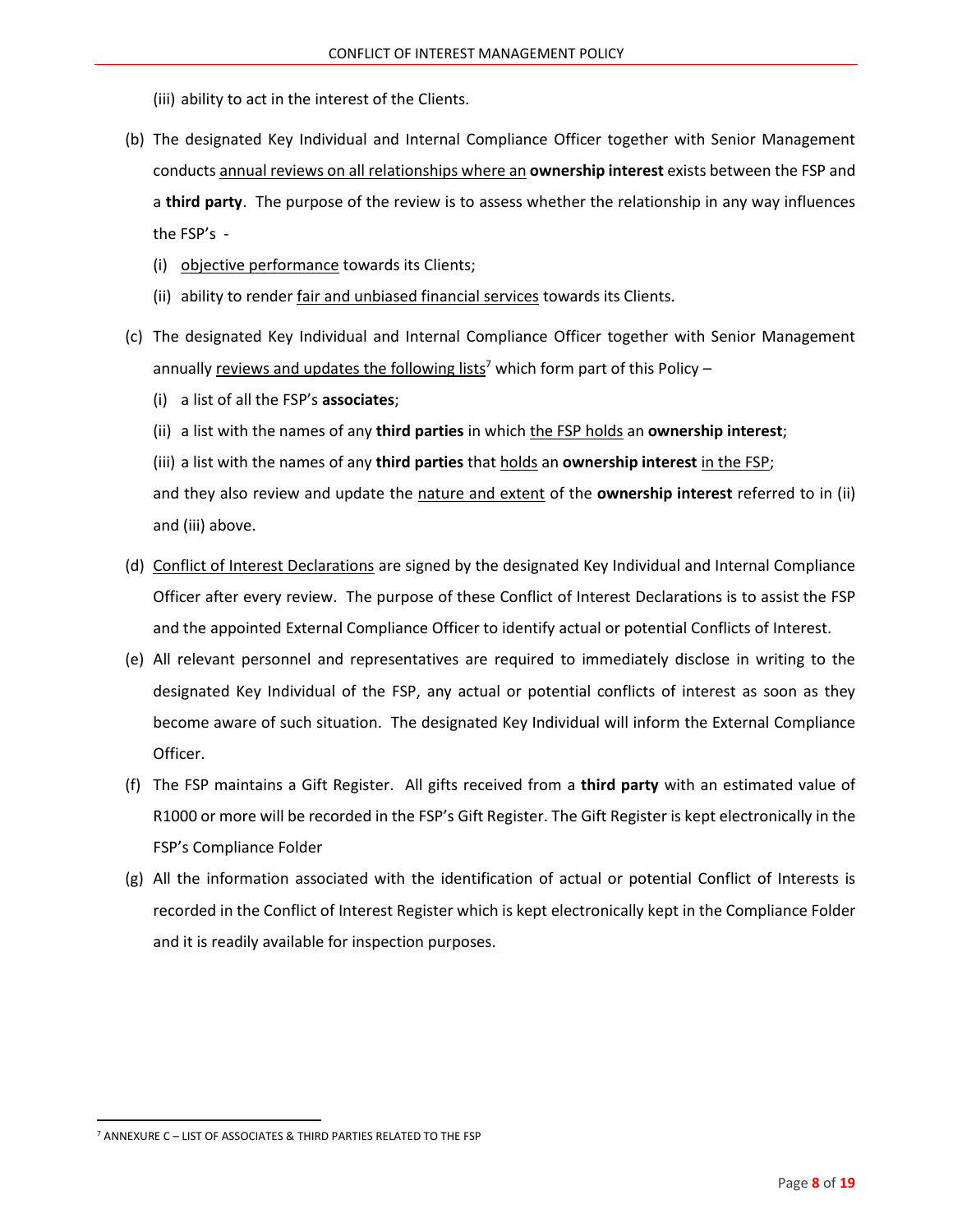(iii) ability to act in the interest of the Clients.

(b) The designated Key Individual and Internal Compliance Officer together with Senior Management conducts annual reviews on all relationships where an **ownership interest** exists between the FSP and a **third party**. The purpose of the review is to assess whether the relationship in any way influences the FSP's -

  (i) objective performance towards its Clients;

  (ii) ability to render fair and unbiased financial services towards its Clients.

(c) The designated Key Individual and Internal Compliance Officer together with Senior Management annually reviews and updates the following lists[7] which form part of this Policy –

  (i) a list of all the FSP's **associates**;

  (ii) a list with the names of any **third parties** in which the FSP holds an **ownership interest**;

  (iii) a list with the names of any **third parties** that holds an **ownership interest** in the FSP;

  and they also review and update the nature and extent of the **ownership interest** referred to in (ii) and (iii) above.

(d) Conflict of Interest Declarations are signed by the designated Key Individual and Internal Compliance Officer after every review. The purpose of these Conflict of Interest Declarations is to assist the FSP and the appointed External Compliance Officer to identify actual or potential Conflicts of Interest.

(e) All relevant personnel and representatives are required to immediately disclose in writing to the designated Key Individual of the FSP, any actual or potential conflicts of interest as soon as they become aware of such situation. The designated Key Individual will inform the External Compliance Officer.

(f) The FSP maintains a Gift Register. All gifts received from a **third party** with an estimated value of R1000 or more will be recorded in the FSP's Gift Register. The Gift Register is kept electronically in the FSP's Compliance Folder

(g) All the information associated with the identification of actual or potential Conflict of Interests is recorded in the Conflict of Interest Register which is kept electronically kept in the Compliance Folder and it is readily available for inspection purposes.

[7] ANNEXURE C – LIST OF ASSOCIATES & THIRD PARTIES RELATED TO THE FSP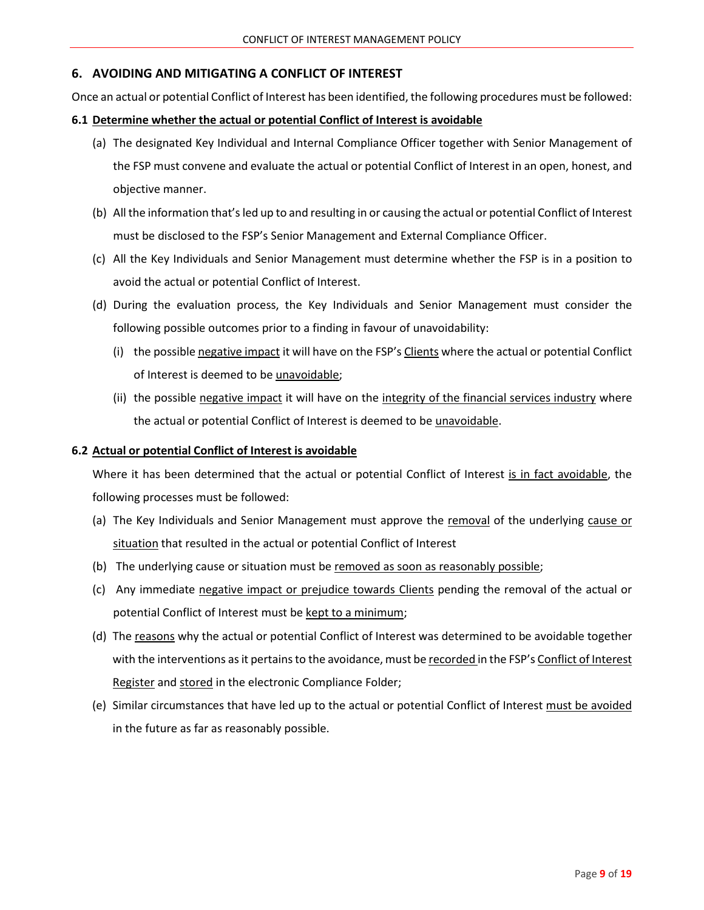## 6. AVOIDING AND MITIGATING A CONFLICT OF INTEREST

Once an actual or potential Conflict of Interest has been identified, the following procedures must be followed:

### 6.1 Determine whether the actual or potential Conflict of Interest is avoidable

(a) The designated Key Individual and Internal Compliance Officer together with Senior Management of the FSP must convene and evaluate the actual or potential Conflict of Interest in an open, honest, and objective manner.

(b) All the information that's led up to and resulting in or causing the actual or potential Conflict of Interest must be disclosed to the FSP's Senior Management and External Compliance Officer.

(c) All the Key Individuals and Senior Management must determine whether the FSP is in a position to avoid the actual or potential Conflict of Interest.

(d) During the evaluation process, the Key Individuals and Senior Management must consider the following possible outcomes prior to a finding in favour of unavoidability:

   (i) the possible negative impact it will have on the FSP's Clients where the actual or potential Conflict of Interest is deemed to be unavoidable;

   (ii) the possible negative impact it will have on the integrity of the financial services industry where the actual or potential Conflict of Interest is deemed to be unavoidable.

### 6.2 Actual or potential Conflict of Interest is avoidable

Where it has been determined that the actual or potential Conflict of Interest is in fact avoidable, the following processes must be followed:

(a) The Key Individuals and Senior Management must approve the removal of the underlying cause or situation that resulted in the actual or potential Conflict of Interest

(b) The underlying cause or situation must be removed as soon as reasonably possible;

(c) Any immediate negative impact or prejudice towards Clients pending the removal of the actual or potential Conflict of Interest must be kept to a minimum;

(d) The reasons why the actual or potential Conflict of Interest was determined to be avoidable together with the interventions as it pertains to the avoidance, must be recorded in the FSP's Conflict of Interest Register and stored in the electronic Compliance Folder;

(e) Similar circumstances that have led up to the actual or potential Conflict of Interest must be avoided in the future as far as reasonably possible.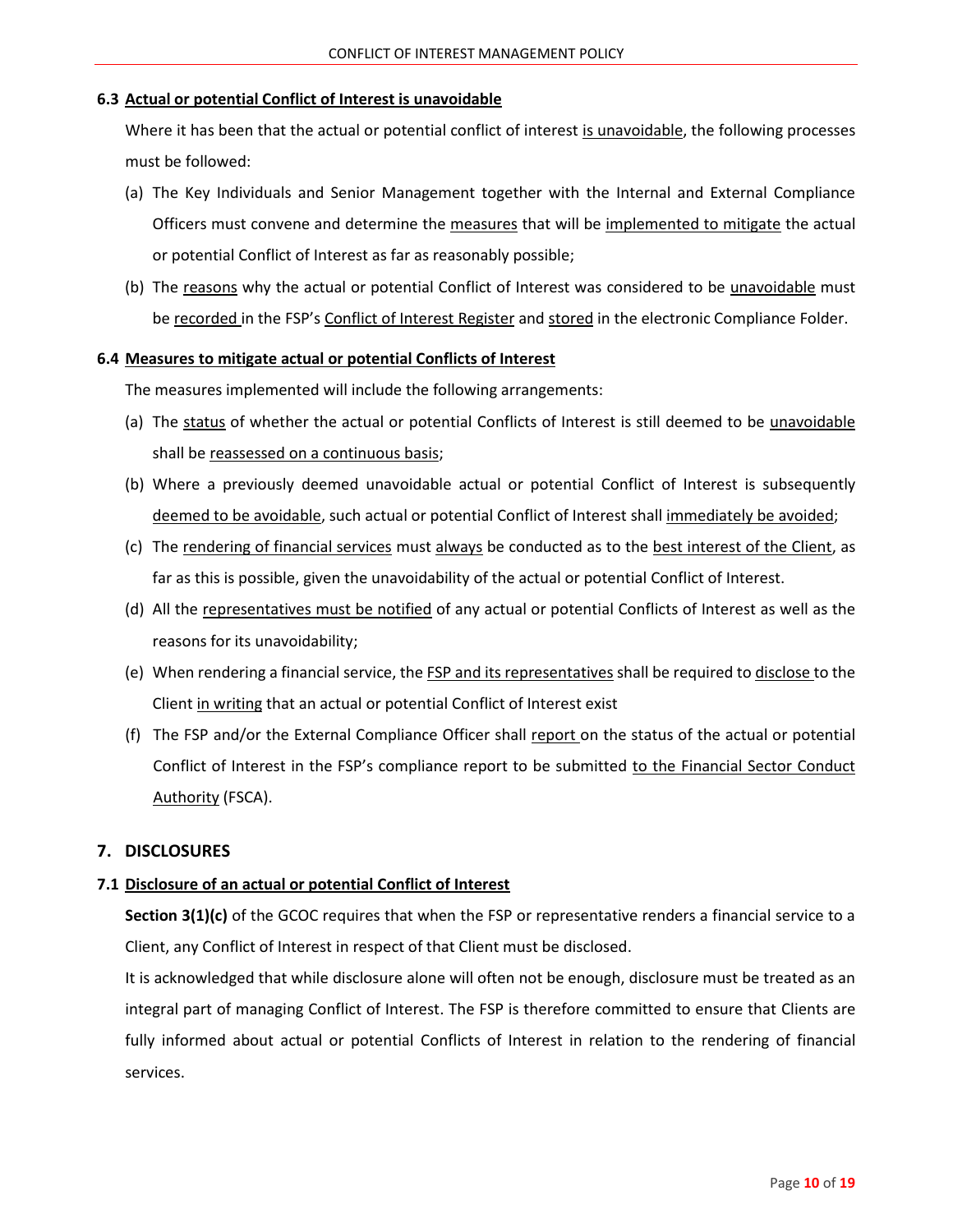### 6.3 Actual or potential Conflict of Interest is unavoidable

Where it has been that the actual or potential conflict of interest is unavoidable, the following processes must be followed:

(a) The Key Individuals and Senior Management together with the Internal and External Compliance Officers must convene and determine the measures that will be implemented to mitigate the actual or potential Conflict of Interest as far as reasonably possible;

(b) The reasons why the actual or potential Conflict of Interest was considered to be unavoidable must be recorded in the FSP's Conflict of Interest Register and stored in the electronic Compliance Folder.

### 6.4 Measures to mitigate actual or potential Conflicts of Interest

The measures implemented will include the following arrangements:

(a) The status of whether the actual or potential Conflicts of Interest is still deemed to be unavoidable shall be reassessed on a continuous basis;

(b) Where a previously deemed unavoidable actual or potential Conflict of Interest is subsequently deemed to be avoidable, such actual or potential Conflict of Interest shall immediately be avoided;

(c) The rendering of financial services must always be conducted as to the best interest of the Client, as far as this is possible, given the unavoidability of the actual or potential Conflict of Interest.

(d) All the representatives must be notified of any actual or potential Conflicts of Interest as well as the reasons for its unavoidability;

(e) When rendering a financial service, the FSP and its representatives shall be required to disclose to the Client in writing that an actual or potential Conflict of Interest exist

(f) The FSP and/or the External Compliance Officer shall report on the status of the actual or potential Conflict of Interest in the FSP's compliance report to be submitted to the Financial Sector Conduct Authority (FSCA).

## 7. DISCLOSURES

### 7.1 Disclosure of an actual or potential Conflict of Interest

**Section 3(1)(c)** of the GCOC requires that when the FSP or representative renders a financial service to a Client, any Conflict of Interest in respect of that Client must be disclosed.

It is acknowledged that while disclosure alone will often not be enough, disclosure must be treated as an integral part of managing Conflict of Interest. The FSP is therefore committed to ensure that Clients are fully informed about actual or potential Conflicts of Interest in relation to the rendering of financial services.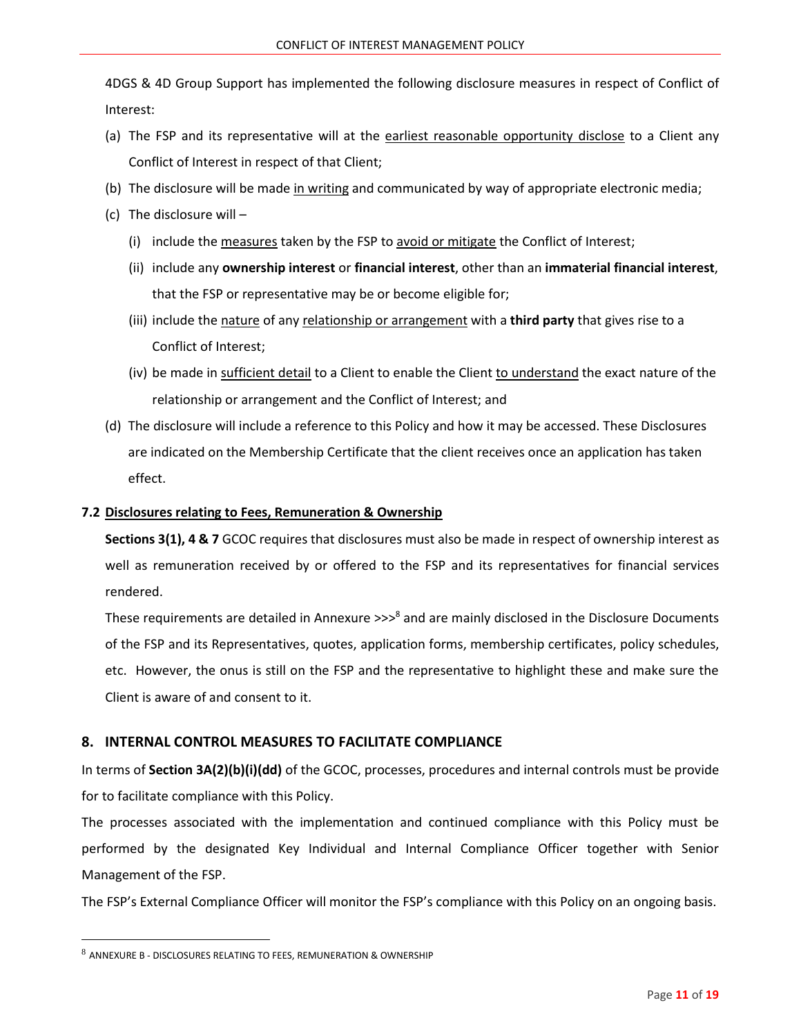4DGS & 4D Group Support has implemented the following disclosure measures in respect of Conflict of Interest:

(a) The FSP and its representative will at the earliest reasonable opportunity disclose to a Client any Conflict of Interest in respect of that Client;

(b) The disclosure will be made in writing and communicated by way of appropriate electronic media;

(c) The disclosure will –

   (i) include the measures taken by the FSP to avoid or mitigate the Conflict of Interest;

   (ii) include any **ownership interest** or **financial interest**, other than an **immaterial financial interest**, that the FSP or representative may be or become eligible for;

   (iii) include the nature of any relationship or arrangement with a **third party** that gives rise to a Conflict of Interest;

   (iv) be made in sufficient detail to a Client to enable the Client to understand the exact nature of the relationship or arrangement and the Conflict of Interest; and

(d) The disclosure will include a reference to this Policy and how it may be accessed. These Disclosures are indicated on the Membership Certificate that the client receives once an application has taken effect.

### 7.2 Disclosures relating to Fees, Remuneration & Ownership

**Sections 3(1), 4 & 7** GCOC requires that disclosures must also be made in respect of ownership interest as well as remuneration received by or offered to the FSP and its representatives for financial services rendered.

These requirements are detailed in Annexure >>>[8] and are mainly disclosed in the Disclosure Documents of the FSP and its Representatives, quotes, application forms, membership certificates, policy schedules, etc. However, the onus is still on the FSP and the representative to highlight these and make sure the Client is aware of and consent to it.

## 8. INTERNAL CONTROL MEASURES TO FACILITATE COMPLIANCE

In terms of **Section 3A(2)(b)(i)(dd)** of the GCOC, processes, procedures and internal controls must be provide for to facilitate compliance with this Policy.

The processes associated with the implementation and continued compliance with this Policy must be performed by the designated Key Individual and Internal Compliance Officer together with Senior Management of the FSP.

The FSP's External Compliance Officer will monitor the FSP's compliance with this Policy on an ongoing basis.

---

[8] ANNEXURE B - DISCLOSURES RELATING TO FEES, REMUNERATION & OWNERSHIP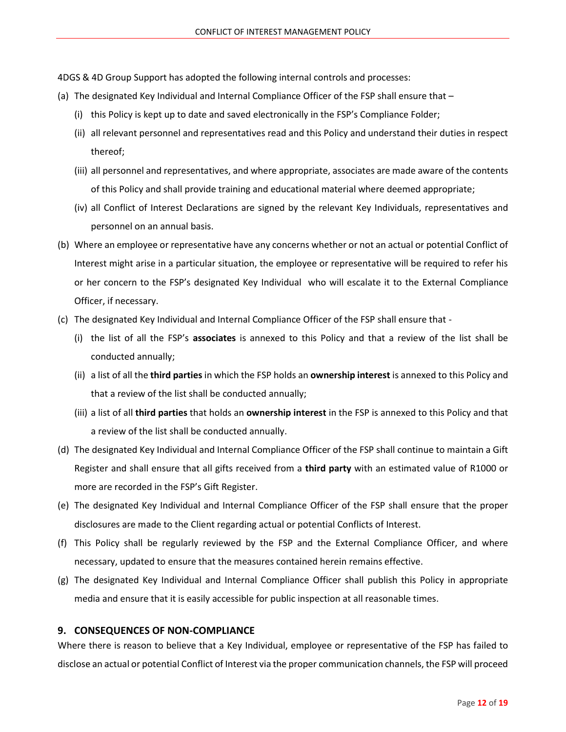4DGS & 4D Group Support has adopted the following internal controls and processes:

(a) The designated Key Individual and Internal Compliance Officer of the FSP shall ensure that –

   (i) this Policy is kept up to date and saved electronically in the FSP's Compliance Folder;

   (ii) all relevant personnel and representatives read and this Policy and understand their duties in respect thereof;

   (iii) all personnel and representatives, and where appropriate, associates are made aware of the contents of this Policy and shall provide training and educational material where deemed appropriate;

   (iv) all Conflict of Interest Declarations are signed by the relevant Key Individuals, representatives and personnel on an annual basis.

(b) Where an employee or representative have any concerns whether or not an actual or potential Conflict of Interest might arise in a particular situation, the employee or representative will be required to refer his or her concern to the FSP's designated Key Individual who will escalate it to the External Compliance Officer, if necessary.

(c) The designated Key Individual and Internal Compliance Officer of the FSP shall ensure that -

   (i) the list of all the FSP's **associates** is annexed to this Policy and that a review of the list shall be conducted annually;

   (ii) a list of all the **third parties** in which the FSP holds an **ownership interest** is annexed to this Policy and that a review of the list shall be conducted annually;

   (iii) a list of all **third parties** that holds an **ownership interest** in the FSP is annexed to this Policy and that a review of the list shall be conducted annually.

(d) The designated Key Individual and Internal Compliance Officer of the FSP shall continue to maintain a Gift Register and shall ensure that all gifts received from a **third party** with an estimated value of R1000 or more are recorded in the FSP's Gift Register.

(e) The designated Key Individual and Internal Compliance Officer of the FSP shall ensure that the proper disclosures are made to the Client regarding actual or potential Conflicts of Interest.

(f) This Policy shall be regularly reviewed by the FSP and the External Compliance Officer, and where necessary, updated to ensure that the measures contained herein remains effective.

(g) The designated Key Individual and Internal Compliance Officer shall publish this Policy in appropriate media and ensure that it is easily accessible for public inspection at all reasonable times.

## 9. CONSEQUENCES OF NON-COMPLIANCE

Where there is reason to believe that a Key Individual, employee or representative of the FSP has failed to disclose an actual or potential Conflict of Interest via the proper communication channels, the FSP will proceed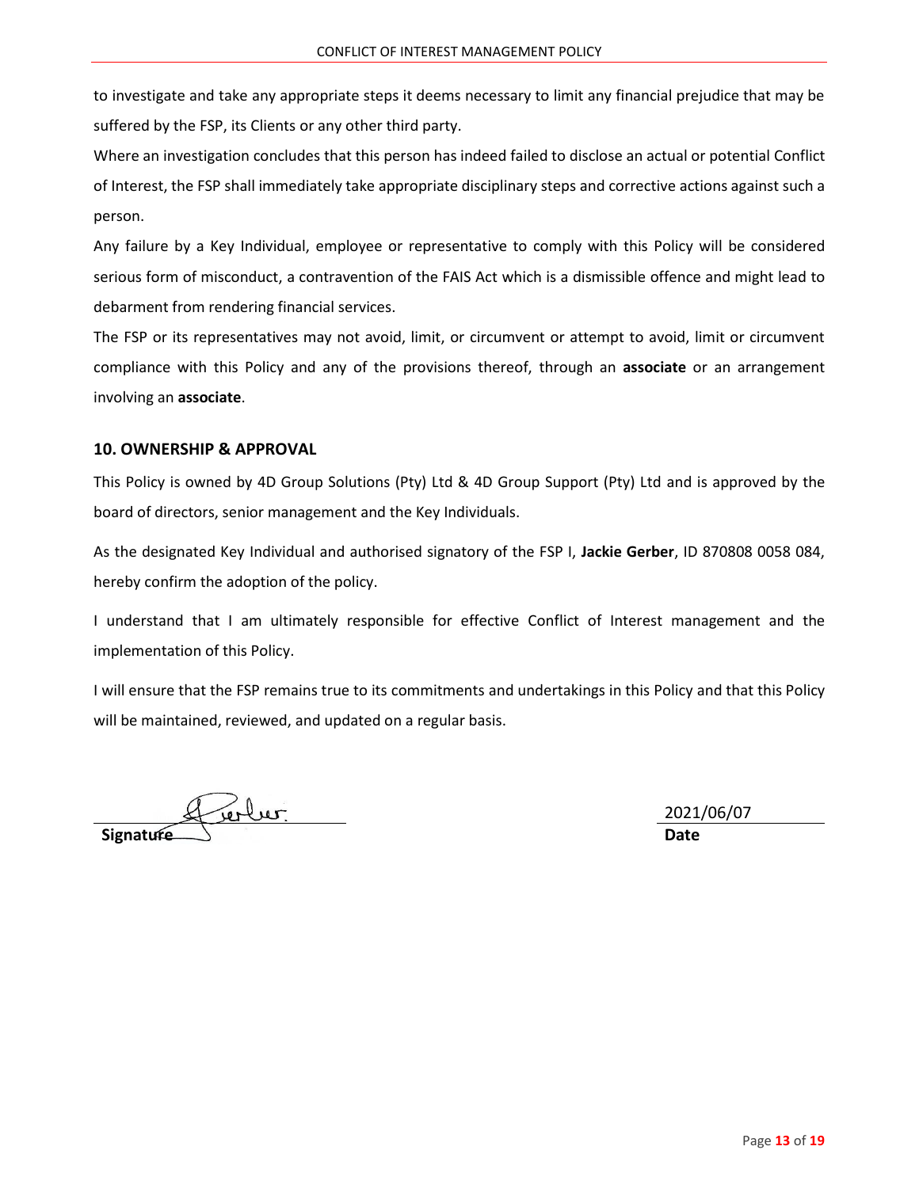to investigate and take any appropriate steps it deems necessary to limit any financial prejudice that may be suffered by the FSP, its Clients or any other third party.

Where an investigation concludes that this person has indeed failed to disclose an actual or potential Conflict of Interest, the FSP shall immediately take appropriate disciplinary steps and corrective actions against such a person.

Any failure by a Key Individual, employee or representative to comply with this Policy will be considered serious form of misconduct, a contravention of the FAIS Act which is a dismissible offence and might lead to debarment from rendering financial services.

The FSP or its representatives may not avoid, limit, or circumvent or attempt to avoid, limit or circumvent compliance with this Policy and any of the provisions thereof, through an **associate** or an arrangement involving an **associate**.

## 10. OWNERSHIP & APPROVAL

This Policy is owned by 4D Group Solutions (Pty) Ltd & 4D Group Support (Pty) Ltd and is approved by the board of directors, senior management and the Key Individuals.

As the designated Key Individual and authorised signatory of the FSP I, **Jackie Gerber**, ID 870808 0058 084, hereby confirm the adoption of the policy.

I understand that I am ultimately responsible for effective Conflict of Interest management and the implementation of this Policy.

I will ensure that the FSP remains true to its commitments and undertakings in this Policy and that this Policy will be maintained, reviewed, and updated on a regular basis.

**Signature** | 2021/06/07 **Date**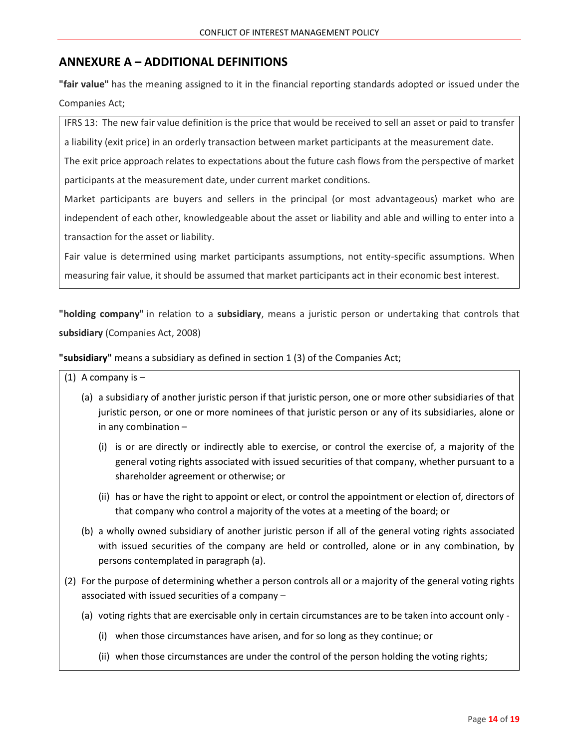## ANNEXURE A – ADDITIONAL DEFINITIONS

**"fair value"** has the meaning assigned to it in the financial reporting standards adopted or issued under the Companies Act;

> IFRS 13: The new fair value definition is the price that would be received to sell an asset or paid to transfer a liability (exit price) in an orderly transaction between market participants at the measurement date.
>
> The exit price approach relates to expectations about the future cash flows from the perspective of market participants at the measurement date, under current market conditions.
>
> Market participants are buyers and sellers in the principal (or most advantageous) market who are independent of each other, knowledgeable about the asset or liability and able and willing to enter into a transaction for the asset or liability.
>
> Fair value is determined using market participants assumptions, not entity-specific assumptions. When measuring fair value, it should be assumed that market participants act in their economic best interest.

**"holding company"** in relation to a **subsidiary**, means a juristic person or undertaking that controls that **subsidiary** (Companies Act, 2008)

**"subsidiary"** means a subsidiary as defined in section 1 (3) of the Companies Act;

> (1) A company is –
>
> (a) a subsidiary of another juristic person if that juristic person, one or more other subsidiaries of that juristic person, or one or more nominees of that juristic person or any of its subsidiaries, alone or in any combination –
>
> (i) is or are directly or indirectly able to exercise, or control the exercise of, a majority of the general voting rights associated with issued securities of that company, whether pursuant to a shareholder agreement or otherwise; or
>
> (ii) has or have the right to appoint or elect, or control the appointment or election of, directors of that company who control a majority of the votes at a meeting of the board; or
>
> (b) a wholly owned subsidiary of another juristic person if all of the general voting rights associated with issued securities of the company are held or controlled, alone or in any combination, by persons contemplated in paragraph (a).
>
> (2) For the purpose of determining whether a person controls all or a majority of the general voting rights associated with issued securities of a company –
>
> (a) voting rights that are exercisable only in certain circumstances are to be taken into account only -
>
> (i) when those circumstances have arisen, and for so long as they continue; or
>
> (ii) when those circumstances are under the control of the person holding the voting rights;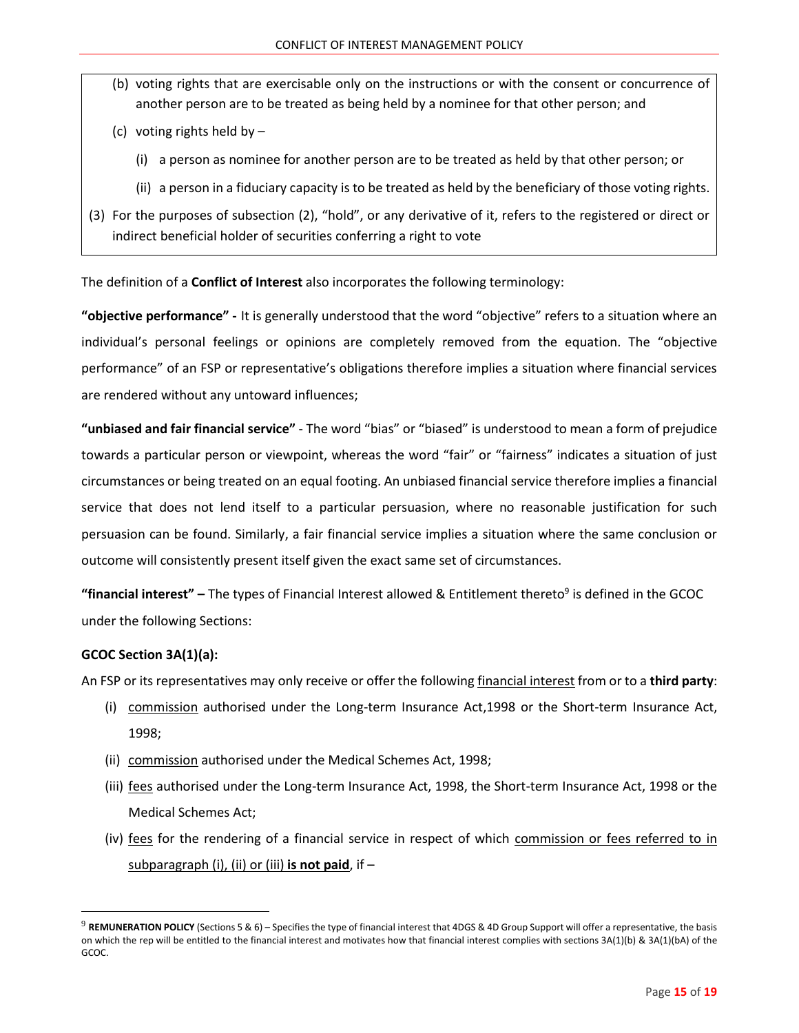(b) voting rights that are exercisable only on the instructions or with the consent or concurrence of another person are to be treated as being held by a nominee for that other person; and

(c) voting rights held by –

(i) a person as nominee for another person are to be treated as held by that other person; or

(ii) a person in a fiduciary capacity is to be treated as held by the beneficiary of those voting rights.

(3) For the purposes of subsection (2), "hold", or any derivative of it, refers to the registered or direct or indirect beneficial holder of securities conferring a right to vote

The definition of a **Conflict of Interest** also incorporates the following terminology:

**"objective performance" -** It is generally understood that the word "objective" refers to a situation where an individual's personal feelings or opinions are completely removed from the equation. The "objective performance" of an FSP or representative's obligations therefore implies a situation where financial services are rendered without any untoward influences;

**"unbiased and fair financial service"** - The word "bias" or "biased" is understood to mean a form of prejudice towards a particular person or viewpoint, whereas the word "fair" or "fairness" indicates a situation of just circumstances or being treated on an equal footing. An unbiased financial service therefore implies a financial service that does not lend itself to a particular persuasion, where no reasonable justification for such persuasion can be found. Similarly, a fair financial service implies a situation where the same conclusion or outcome will consistently present itself given the exact same set of circumstances.

**"financial interest" –** The types of Financial Interest allowed & Entitlement thereto[9] is defined in the GCOC under the following Sections:

**GCOC Section 3A(1)(a):**

An FSP or its representatives may only receive or offer the following financial interest from or to a **third party**:

(i) commission authorised under the Long-term Insurance Act,1998 or the Short-term Insurance Act, 1998;

(ii) commission authorised under the Medical Schemes Act, 1998;

(iii) fees authorised under the Long-term Insurance Act, 1998, the Short-term Insurance Act, 1998 or the Medical Schemes Act;

(iv) fees for the rendering of a financial service in respect of which commission or fees referred to in subparagraph (i), (ii) or (iii) **is not paid**, if –

[9] **REMUNERATION POLICY** (Sections 5 & 6) – Specifies the type of financial interest that 4DGS & 4D Group Support will offer a representative, the basis on which the rep will be entitled to the financial interest and motivates how that financial interest complies with sections 3A(1)(b) & 3A(1)(bA) of the GCOC.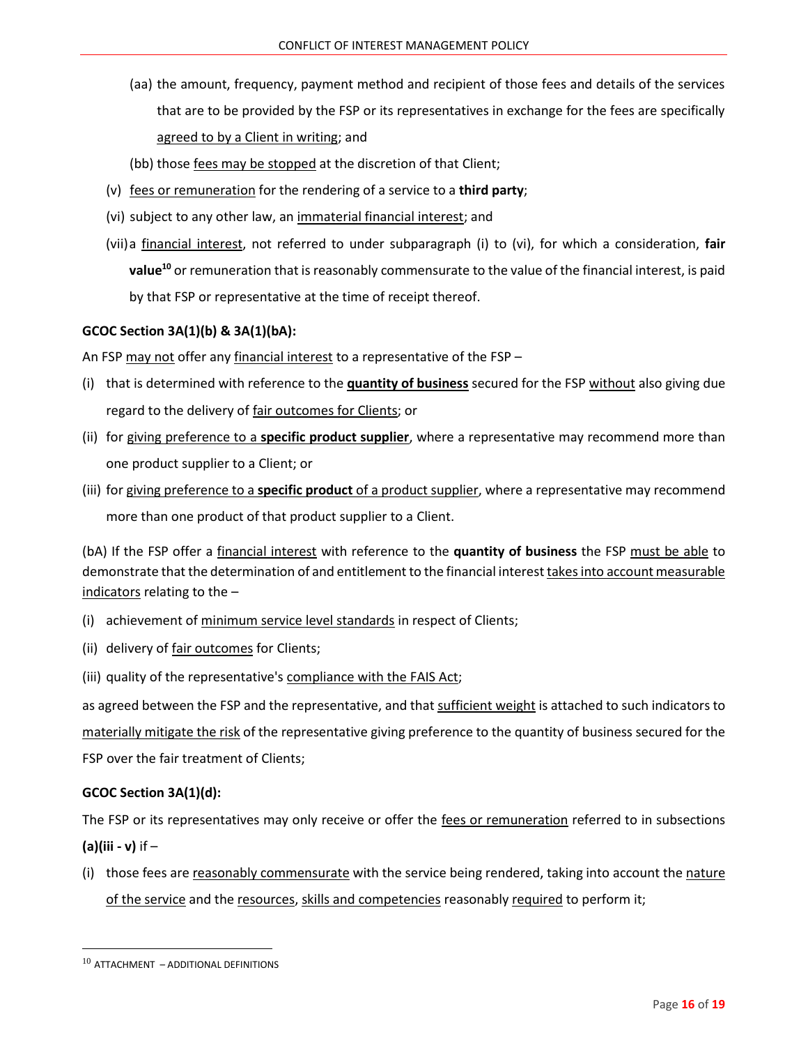(aa) the amount, frequency, payment method and recipient of those fees and details of the services that are to be provided by the FSP or its representatives in exchange for the fees are specifically agreed to by a Client in writing; and

(bb) those fees may be stopped at the discretion of that Client;

(v) fees or remuneration for the rendering of a service to a **third party**;

(vi) subject to any other law, an immaterial financial interest; and

(vii) a financial interest, not referred to under subparagraph (i) to (vi), for which a consideration, **fair value**[10] or remuneration that is reasonably commensurate to the value of the financial interest, is paid by that FSP or representative at the time of receipt thereof.

**GCOC Section 3A(1)(b) & 3A(1)(bA):**

An FSP may not offer any financial interest to a representative of the FSP –

(i) that is determined with reference to the **quantity of business** secured for the FSP without also giving due regard to the delivery of fair outcomes for Clients; or

(ii) for giving preference to a **specific product supplier**, where a representative may recommend more than one product supplier to a Client; or

(iii) for giving preference to a **specific product** of a product supplier, where a representative may recommend more than one product of that product supplier to a Client.

(bA) If the FSP offer a financial interest with reference to the **quantity of business** the FSP must be able to demonstrate that the determination of and entitlement to the financial interest takes into account measurable indicators relating to the –

(i) achievement of minimum service level standards in respect of Clients;

(ii) delivery of fair outcomes for Clients;

(iii) quality of the representative's compliance with the FAIS Act;

as agreed between the FSP and the representative, and that sufficient weight is attached to such indicators to materially mitigate the risk of the representative giving preference to the quantity of business secured for the FSP over the fair treatment of Clients;

**GCOC Section 3A(1)(d):**

The FSP or its representatives may only receive or offer the fees or remuneration referred to in subsections **(a)(iii - v)** if –

(i) those fees are reasonably commensurate with the service being rendered, taking into account the nature of the service and the resources, skills and competencies reasonably required to perform it;

[10] ATTACHMENT – ADDITIONAL DEFINITIONS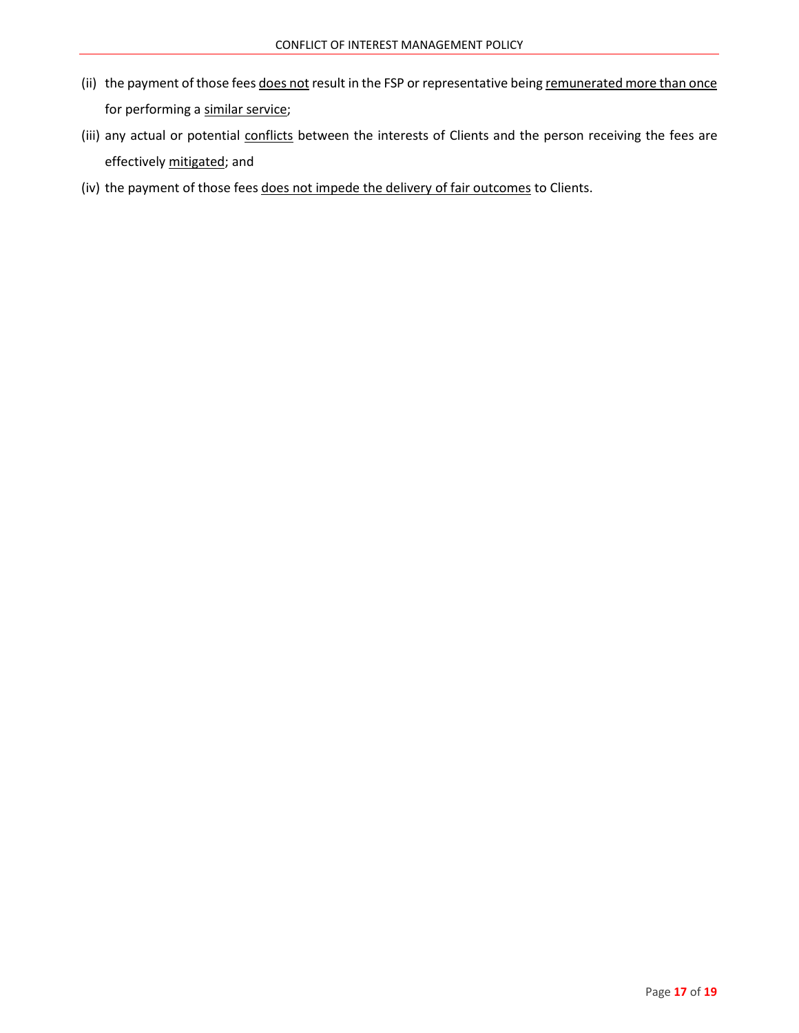(ii) the payment of those fees <u>does not</u> result in the FSP or representative being <u>remunerated more than once</u> for performing a <u>similar service</u>;

(iii) any actual or potential <u>conflicts</u> between the interests of Clients and the person receiving the fees are effectively <u>mitigated</u>; and

(iv) the payment of those fees <u>does not impede the delivery of fair outcomes</u> to Clients.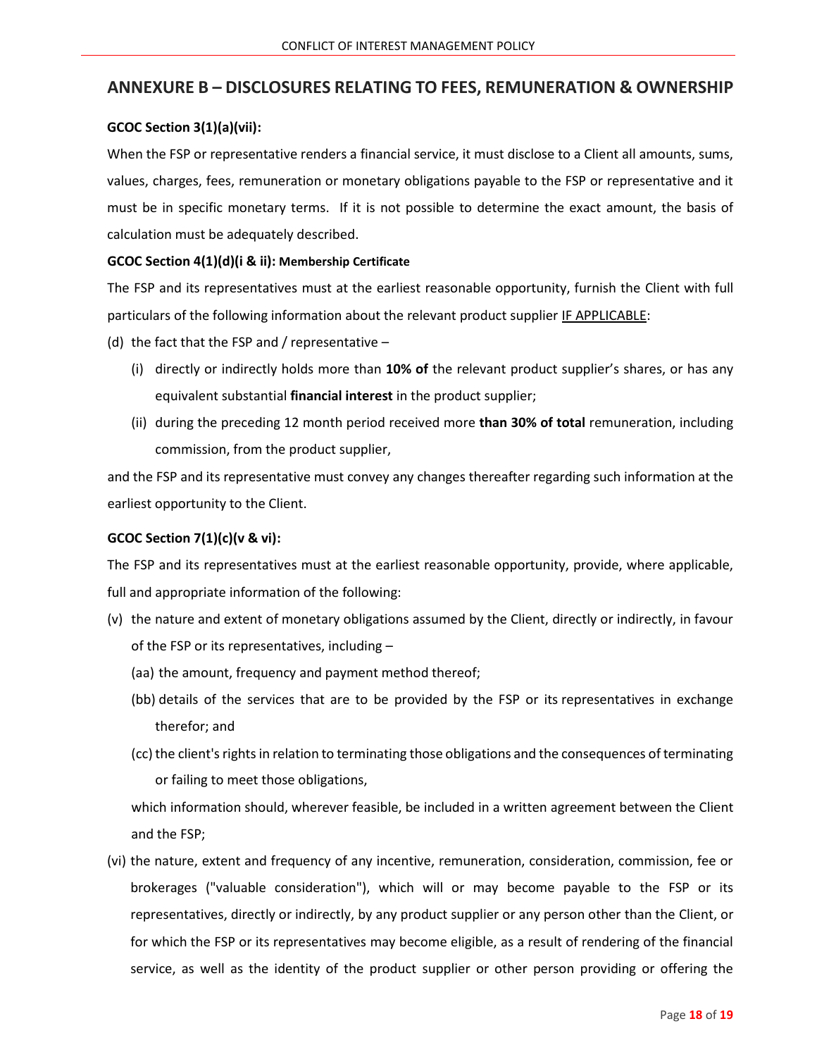## ANNEXURE B – DISCLOSURES RELATING TO FEES, REMUNERATION & OWNERSHIP

**GCOC Section 3(1)(a)(vii):**

When the FSP or representative renders a financial service, it must disclose to a Client all amounts, sums, values, charges, fees, remuneration or monetary obligations payable to the FSP or representative and it must be in specific monetary terms. If it is not possible to determine the exact amount, the basis of calculation must be adequately described.

**GCOC Section 4(1)(d)(i & ii): Membership Certificate**

The FSP and its representatives must at the earliest reasonable opportunity, furnish the Client with full particulars of the following information about the relevant product supplier IF APPLICABLE:

(d) the fact that the FSP and / representative –

- (i) directly or indirectly holds more than **10% of** the relevant product supplier's shares, or has any equivalent substantial **financial interest** in the product supplier;
- (ii) during the preceding 12 month period received more **than 30% of total** remuneration, including commission, from the product supplier,

and the FSP and its representative must convey any changes thereafter regarding such information at the earliest opportunity to the Client.

**GCOC Section 7(1)(c)(v & vi):**

The FSP and its representatives must at the earliest reasonable opportunity, provide, where applicable, full and appropriate information of the following:

(v) the nature and extent of monetary obligations assumed by the Client, directly or indirectly, in favour of the FSP or its representatives, including –

- (aa) the amount, frequency and payment method thereof;
- (bb) details of the services that are to be provided by the FSP or its representatives in exchange therefor; and
- (cc) the client's rights in relation to terminating those obligations and the consequences of terminating or failing to meet those obligations,

which information should, wherever feasible, be included in a written agreement between the Client and the FSP;

(vi) the nature, extent and frequency of any incentive, remuneration, consideration, commission, fee or brokerages ("valuable consideration"), which will or may become payable to the FSP or its representatives, directly or indirectly, by any product supplier or any person other than the Client, or for which the FSP or its representatives may become eligible, as a result of rendering of the financial service, as well as the identity of the product supplier or other person providing or offering the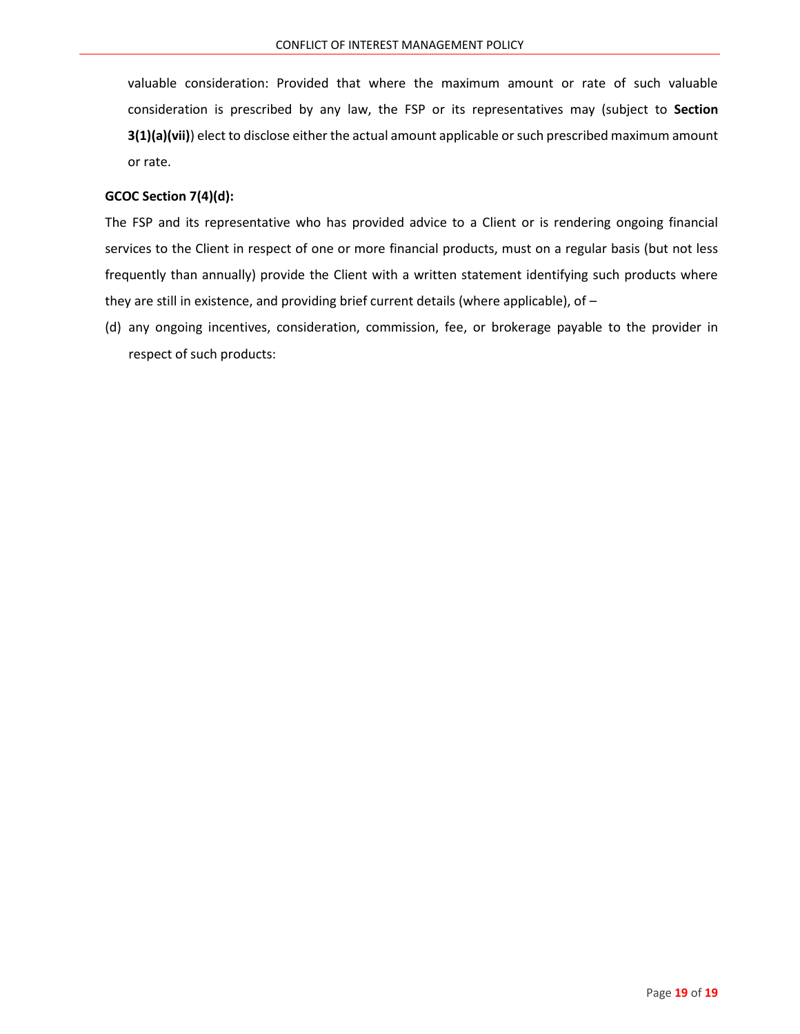valuable consideration: Provided that where the maximum amount or rate of such valuable consideration is prescribed by any law, the FSP or its representatives may (subject to **Section 3(1)(a)(vii)**) elect to disclose either the actual amount applicable or such prescribed maximum amount or rate.

**GCOC Section 7(4)(d):**

The FSP and its representative who has provided advice to a Client or is rendering ongoing financial services to the Client in respect of one or more financial products, must on a regular basis (but not less frequently than annually) provide the Client with a written statement identifying such products where they are still in existence, and providing brief current details (where applicable), of –

(d) any ongoing incentives, consideration, commission, fee, or brokerage payable to the provider in respect of such products: